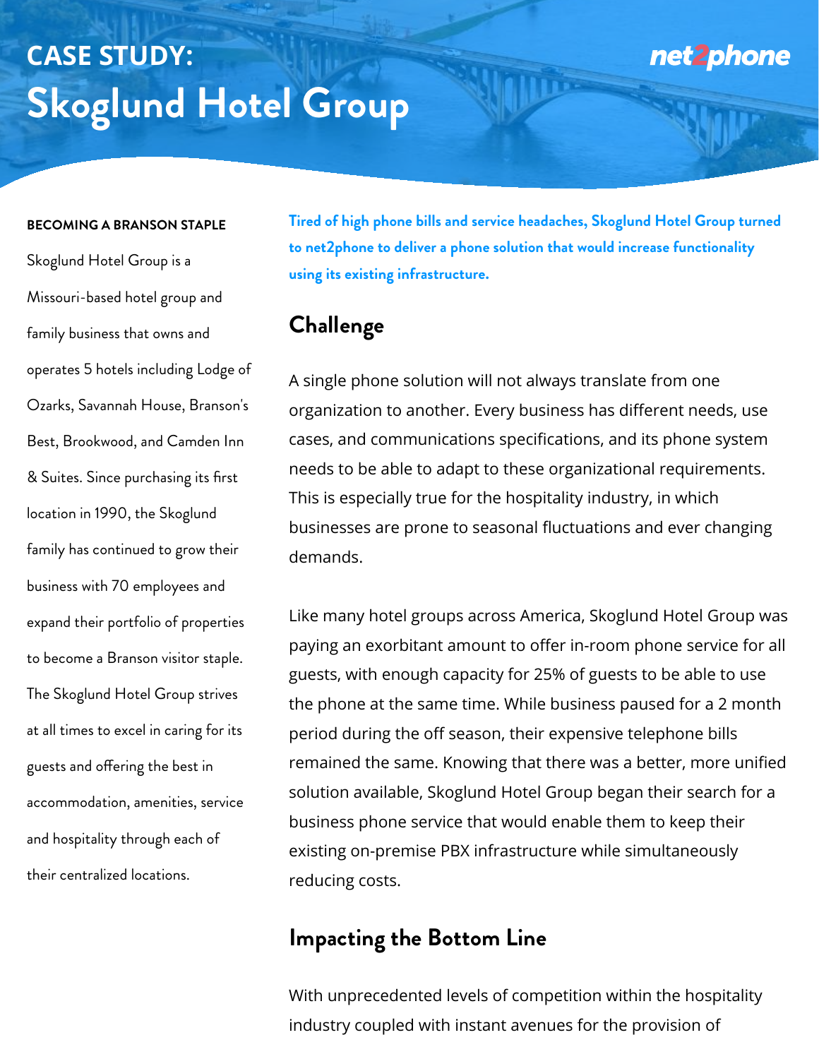# CASE STUDY: Skoglund Hotel Group

net2phone

**BECOMING A BRANSON STAPLE**

Skoglund Hotel Group is a Missouri-based hotel group and family business that owns and operates 5 hotels including Lodge of Ozarks, Savannah House, Branson's Best, Brookwood, and Camden Inn & Suites. Since purchasing its first location in 1990, the Skoglund family has continued to grow their business with 70 employees and expand their portfolio of properties to become a Branson visitor staple. The Skoglund Hotel Group strives at all times to excel in caring for its guests and offering the best in accommodation, amenities, service and hospitality through each of their centralized locations.

**Tired of high phone bills and service headaches, Skoglund Hotel Group turned to net2phone to deliver a phone solution that would increase functionality using its existing infrastructure.**

## Challenge

A single phone solution will not always translate from one organization to another. Every business has different needs, use cases, and communications specifications, and its phone system needs to be able to adapt to these organizational requirements. This is especially true for the hospitality industry, in which businesses are prone to seasonal fluctuations and ever changing demands.

Like many hotel groups across America, Skoglund Hotel Group was paying an exorbitant amount to offer in-room phone service for all guests, with enough capacity for 25% of guests to be able to use the phone at the same time. While business paused for a 2 month period during the off season, their expensive telephone bills remained the same. Knowing that there was a better, more unified solution available, Skoglund Hotel Group began their search for a business phone service that would enable them to keep their existing on-premise PBX infrastructure while simultaneously reducing costs.

## Impacting the Bottom Line

With unprecedented levels of competition within the hospitality industry coupled with instant avenues for the provision of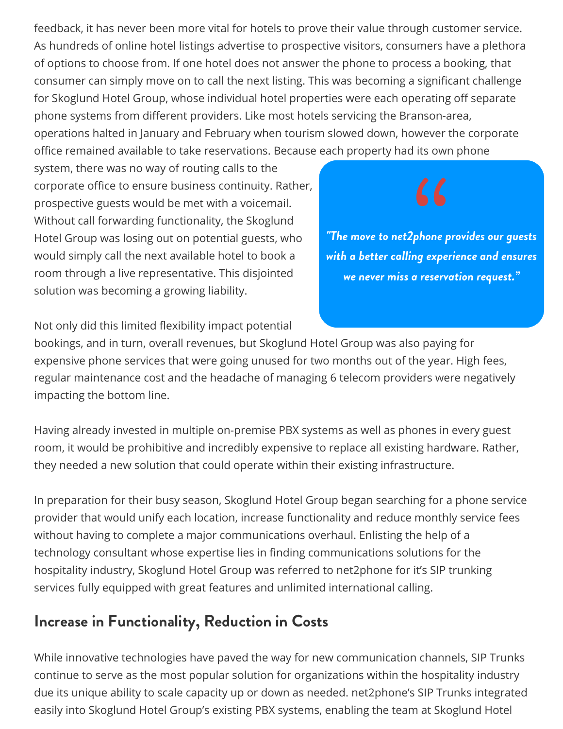feedback, it has never been more vital for hotels to prove their value through customer service. As hundreds of online hotel listings advertise to prospective visitors, consumers have a plethora of options to choose from. If one hotel does not answer the phone to process a booking, that consumer can simply move on to call the next listing. This was becoming a significant challenge for Skoglund Hotel Group, whose individual hotel properties were each operating off separate phone systems from different providers. Like most hotels servicing the Branson-area, operations halted in January and February when tourism slowed down, however the corporate office remained available to take reservations. Because each property had its own phone system, there was no way of routing calls to the corporate office to ensure business continuity. Rather, prospective guests would be met with a voicemail. Without call forwarding functionality, the Skoglund Hotel Group was losing out on potential guests, who would simply call the next available hotel to book a room through a live representative. This disjointed solution was becoming a growing liability.

> *"The move to net2phone provides our guests with a better calling experience and ensures we never miss a reservation request."*

Not only did this limited flexibility impact potential bookings, and in turn, overall revenues, but Skoglund Hotel Group was also paying for expensive phone services that were going unused for two months out of the year. High fees, regular maintenance cost and the headache of managing 6 telecom providers were negatively impacting the bottom line.

Having already invested in multiple on-premise PBX systems as well as phones in every guest room, it would be prohibitive and incredibly expensive to replace all existing hardware. Rather, they needed a new solution that could operate within their existing infrastructure.

In preparation for their busy season, Skoglund Hotel Group began searching for a phone service provider that would unify each location, increase functionality and reduce monthly service fees without having to complete a major communications overhaul. Enlisting the help of a technology consultant whose expertise lies in finding communications solutions for the hospitality industry, Skoglund Hotel Group was referred to net2phone for it's SIP trunking services fully equipped with great features and unlimited international calling.

## Increase in Functionality, Reduction in Costs

While innovative technologies have paved the way for new communication channels, SIP Trunks continue to serve as the most popular solution for organizations within the hospitality industry due its unique ability to scale capacity up or down as needed. net2phone's SIP Trunks integrated easily into Skoglund Hotel Group's existing PBX systems, enabling the team at Skoglund Hotel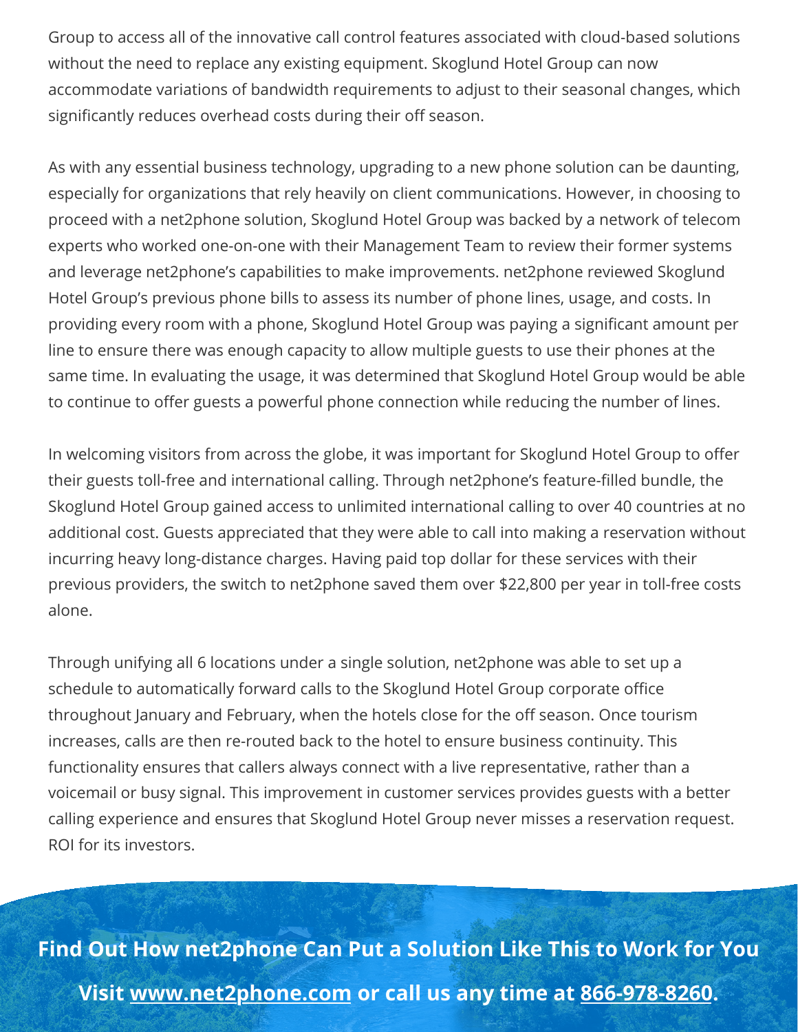Group to access all of the innovative call control features associated with cloud-based solutions without the need to replace any existing equipment. Skoglund Hotel Group can now accommodate variations of bandwidth requirements to adjust to their seasonal changes, which significantly reduces overhead costs during their off season.

As with any essential business technology, upgrading to a new phone solution can be daunting, especially for organizations that rely heavily on client communications. However, in choosing to proceed with a net2phone solution, Skoglund Hotel Group was backed by a network of telecom experts who worked one-on-one with their Management Team to review their former systems and leverage net2phone's capabilities to make improvements. net2phone reviewed Skoglund Hotel Group's previous phone bills to assess its number of phone lines, usage, and costs. In providing every room with a phone, Skoglund Hotel Group was paying a significant amount per line to ensure there was enough capacity to allow multiple guests to use their phones at the same time. In evaluating the usage, it was determined that Skoglund Hotel Group would be able to continue to offer guests a powerful phone connection while reducing the number of lines.

In welcoming visitors from across the globe, it was important for Skoglund Hotel Group to offer their guests toll-free and international calling. Through net2phone's feature-filled bundle, the Skoglund Hotel Group gained access to unlimited international calling to over 40 countries at no additional cost. Guests appreciated that they were able to call into making a reservation without incurring heavy long-distance charges. Having paid top dollar for these services with their previous providers, the switch to net2phone saved them over $22,800 per year in toll-free costs alone.

Through unifying all 6 locations under a single solution, net2phone was able to set up a schedule to automatically forward calls to the Skoglund Hotel Group corporate office throughout January and February, when the hotels close for the off season. Once tourism increases, calls are then re-routed back to the hotel to ensure business continuity. This functionality ensures that callers always connect with a live representative, rather than a voicemail or busy signal. This improvement in customer services provides guests with a better calling experience and ensures that Skoglund Hotel Group never misses a reservation request. ROI for its investors.

**Find Out How net2phone Can Put a Solution Like This to Work for You**

**Visit [www.net2phone.com](www.net2phone.com) or call us any time at 866-978-8260.**